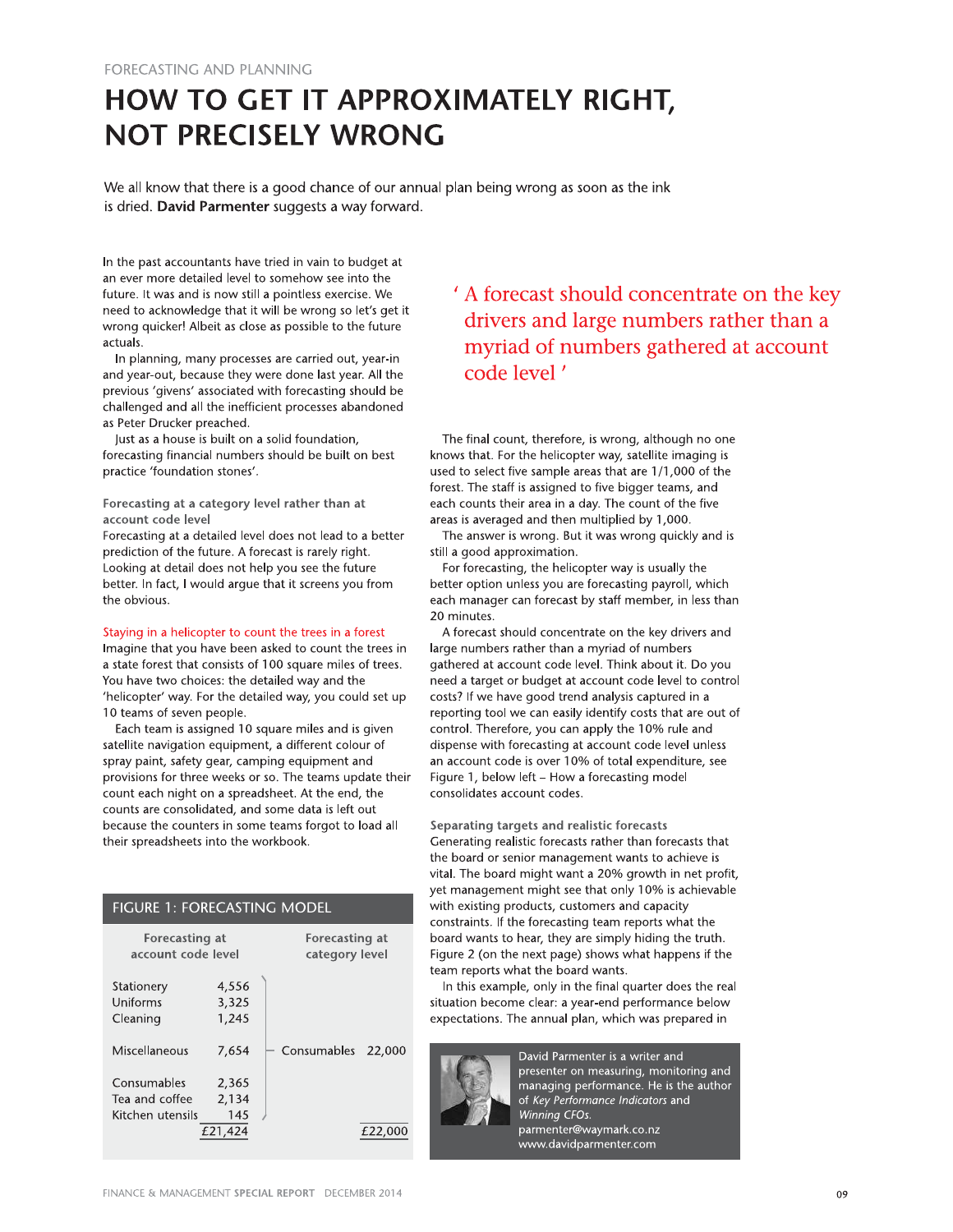FORECASTING AND PLANNING

# HOW TO GET IT APPROXIMATELY RIGHT, NOT PRECISELY WRONG

We all know that there is a good chance of our annual plan being wrong as soon as the ink is dried. **David Parmenter** suggests a way forward.

In the past accountants have tried in vain to budget at an ever more detailed level to somehow see into the future. It was and is now still a pointless exercise. We need to acknowledge that it will be wrong so let's get it wrong quicker! Albeit as close as possible to the future actuals.

In planning, many processes are carried out, year-in and year-out, because they were done last year. All the previous 'givens' associated with forecasting should be challenged and all the inefficient processes abandoned as Peter Drucker preached.

Just as a house is built on a solid foundation, forecasting financial numbers should be built on best practice 'foundation stones'.

### Forecasting at a category level rather than at account code level

Forecasting at a detailed level does not lead to a better prediction of the future. A forecast is rarely right. Looking at detail does not help you see the future better. In fact, I would argue that it screens you from the obvious.

### Staying in a helicopter to count the trees in a forest

Imagine that you have been asked to count the trees in a state forest that consists of 100 square miles of trees. You have two choices: the detailed way and the 'helicopter' way. For the detailed way, you could set up 10 teams of seven people.

Each team is assigned 10 square miles and is given satellite navigation equipment, a different colour of spray paint, safety gear, camping equipment and provisions for three weeks or so. The teams update their count each night on a spreadsheet. At the end, the counts are consolidated, and some data is left out because the counters in some teams forgot to load all their spreadsheets into the workbook.

> 'A forecast should concentrate on the key drivers and large numbers rather than a myriad of numbers gathered at account code level'

The final count, therefore, is wrong, although no one knows that. For the helicopter way, satellite imaging is used to select five sample areas that are 1/1,000 of the forest. The staff is assigned to five bigger teams, and each counts their area in a day. The count of the five areas is averaged and then multiplied by 1,000.

The answer is wrong. But it was wrong quickly and is still a good approximation.

For forecasting, the helicopter way is usually the better option unless you are forecasting payroll, which each manager can forecast by staff member, in less than 20 minutes.

A forecast should concentrate on the key drivers and large numbers rather than a myriad of numbers gathered at account code level. Think about it. Do you need a target or budget at account code level to control costs? If we have good trend analysis captured in a reporting tool we can easily identify costs that are out of control. Therefore, you can apply the 10% rule and dispense with forecasting at account code level unless an account code is over 10% of total expenditure, see Figure 1, below left – How a forecasting model consolidates account codes.

**FIGURE 1: FORECASTING MODEL**

| Forecasting at account code level | | Forecasting at category level | |
|---|---|---|---|
| Stationery | 4,556 | | |
| Uniforms | 3,325 | | |
| Cleaning | 1,245 | | |
| Miscellaneous | 7,654 | Consumables | 22,000 |
| Consumables | 2,365 | | |
| Tea and coffee | 2,134 | | |
| Kitchen utensils | 145 | | |
| | £21,424 | | £22,000 |

### Separating targets and realistic forecasts

Generating realistic forecasts rather than forecasts that the board or senior management wants to achieve is vital. The board might want a 20% growth in net profit, yet management might see that only 10% is achievable with existing products, customers and capacity constraints. If the forecasting team reports what the board wants to hear, they are simply hiding the truth. Figure 2 (on the next page) shows what happens if the team reports what the board wants.

In this example, only in the final quarter does the real situation become clear: a year-end performance below expectations. The annual plan, which was prepared in

David Parmenter is a writer and presenter on measuring, monitoring and managing performance. He is the author of *Key Performance Indicators* and *Winning CFOs*.
parmenter@waymark.co.nz
www.davidparmenter.com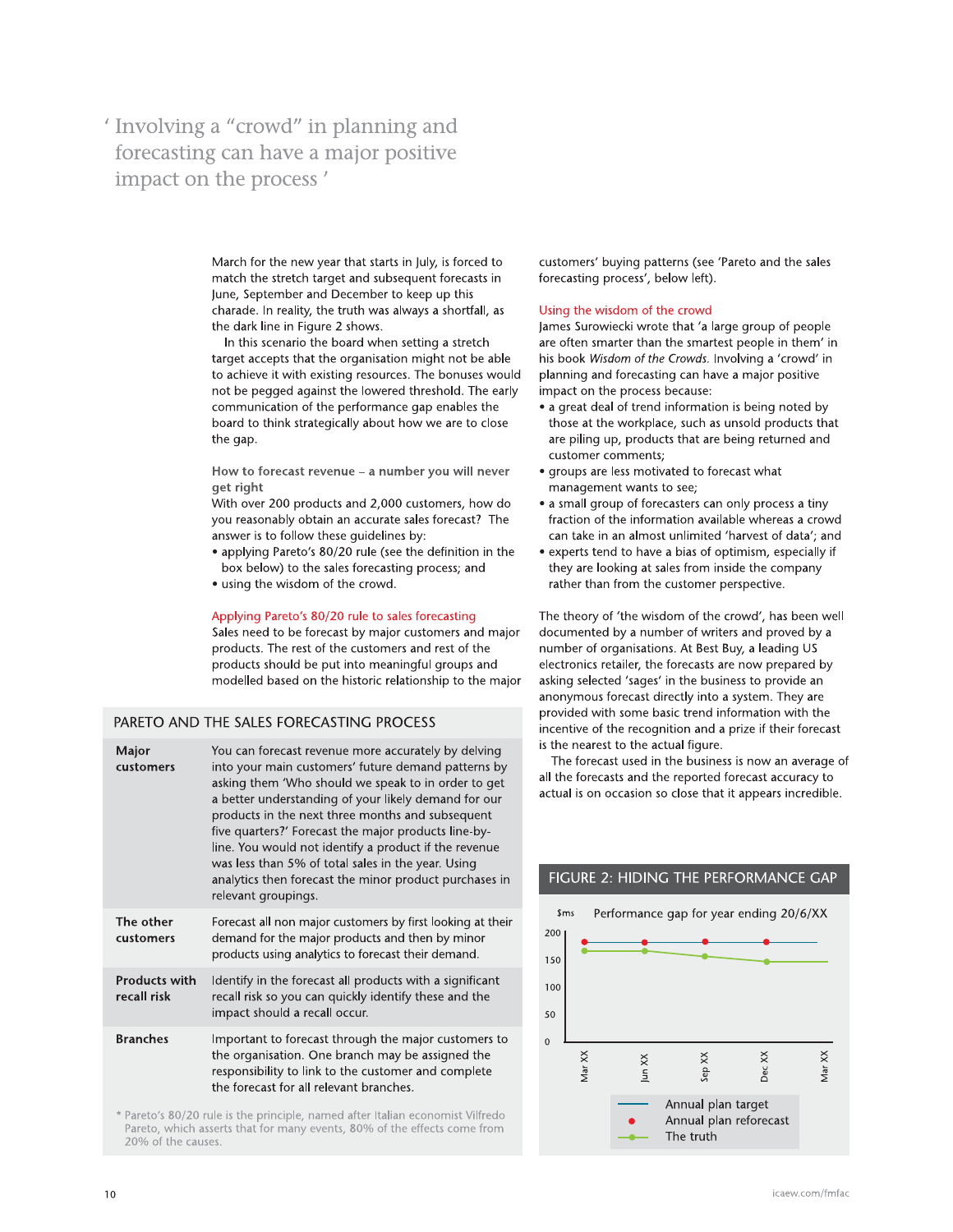> ' Involving a "crowd" in planning and forecasting can have a major positive impact on the process '

March for the new year that starts in July, is forced to match the stretch target and subsequent forecasts in June, September and December to keep up this charade. In reality, the truth was always a shortfall, as the dark line in Figure 2 shows.

In this scenario the board when setting a stretch target accepts that the organisation might not be able to achieve it with existing resources. The bonuses would not be pegged against the lowered threshold. The early communication of the performance gap enables the board to think strategically about how we are to close the gap.

### How to forecast revenue – a number you will never get right

With over 200 products and 2,000 customers, how do you reasonably obtain an accurate sales forecast? The answer is to follow these guidelines by:

- applying Pareto's 80/20 rule (see the definition in the box below) to the sales forecasting process; and
- using the wisdom of the crowd.

### Applying Pareto's 80/20 rule to sales forecasting

Sales need to be forecast by major customers and major products. The rest of the customers and rest of the products should be put into meaningful groups and modelled based on the historic relationship to the major customers' buying patterns (see 'Pareto and the sales forecasting process', below left).

### Using the wisdom of the crowd

James Surowiecki wrote that 'a large group of people are often smarter than the smartest people in them' in his book *Wisdom of the Crowds.* Involving a 'crowd' in planning and forecasting can have a major positive impact on the process because:

- a great deal of trend information is being noted by those at the workplace, such as unsold products that are piling up, products that are being returned and customer comments;
- groups are less motivated to forecast what management wants to see;
- a small group of forecasters can only process a tiny fraction of the information available whereas a crowd can take in an almost unlimited 'harvest of data'; and
- experts tend to have a bias of optimism, especially if they are looking at sales from inside the company rather than from the customer perspective.

The theory of 'the wisdom of the crowd', has been well documented by a number of writers and proved by a number of organisations. At Best Buy, a leading US electronics retailer, the forecasts are now prepared by asking selected 'sages' in the business to provide an anonymous forecast directly into a system. They are provided with some basic trend information with the incentive of the recognition and a prize if their forecast is the nearest to the actual figure.

The forecast used in the business is now an average of all the forecasts and the reported forecast accuracy to actual is on occasion so close that it appears incredible.

### PARETO AND THE SALES FORECASTING PROCESS

| | |
|---|---|
| **Major customers** | You can forecast revenue more accurately by delving into your main customers' future demand patterns by asking them 'Who should we speak to in order to get a better understanding of your likely demand for our products in the next three months and subsequent five quarters?' Forecast the major products line-by-line. You would not identify a product if the revenue was less than 5% of total sales in the year. Using analytics then forecast the minor product purchases in relevant groupings. |
| **The other customers** | Forecast all non major customers by first looking at their demand for the major products and then by minor products using analytics to forecast their demand. |
| **Products with recall risk** | Identify in the forecast all products with a significant recall risk so you can quickly identify these and the impact should a recall occur. |
| **Branches** | Important to forecast through the major customers to the organisation. One branch may be assigned the responsibility to link to the customer and complete the forecast for all relevant branches. |

\* Pareto's 80/20 rule is the principle, named after Italian economist Vilfredo Pareto, which asserts that for many events, 80% of the effects come from 20% of the causes.

### FIGURE 2: HIDING THE PERFORMANCE GAP

Performance gap for year ending 20/6/XX ($ms)

| | Mar XX | Jun XX | Sep XX | Dec XX | Mar XX |
|---|---|---|---|---|---|
| Annual plan target | 180 | 180 | 180 | 180 | 180 |
| Annual plan reforecast | 180 | 180 | 180 | 180 | |
| The truth | 165 | 165 | 155 | 150 | 150 |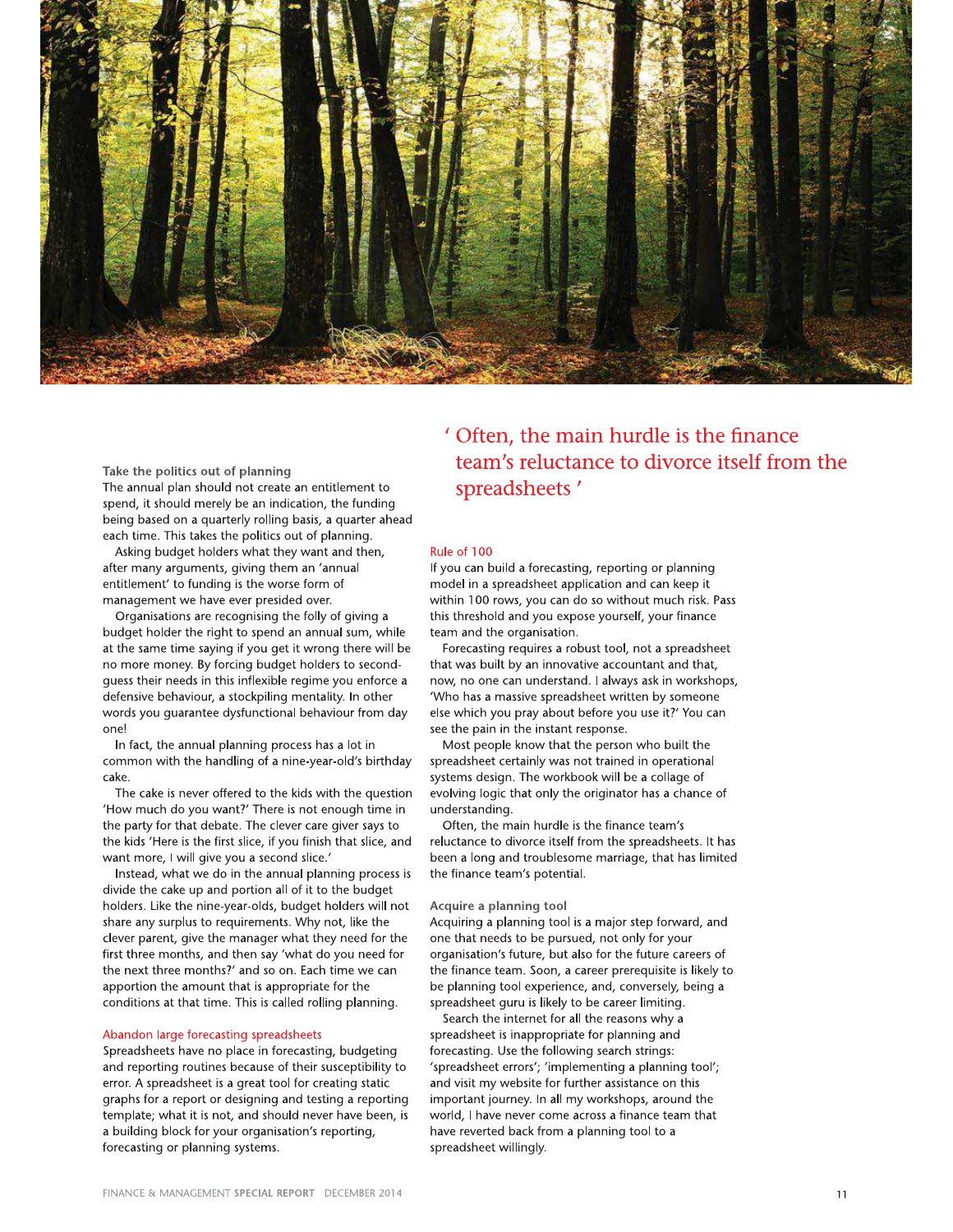### Take the politics out of planning

The annual plan should not create an entitlement to spend, it should merely be an indication, the funding being based on a quarterly rolling basis, a quarter ahead each time. This takes the politics out of planning.

Asking budget holders what they want and then, after many arguments, giving them an 'annual entitlement' to funding is the worse form of management we have ever presided over.

Organisations are recognising the folly of giving a budget holder the right to spend an annual sum, while at the same time saying if you get it wrong there will be no more money. By forcing budget holders to second-guess their needs in this inflexible regime you enforce a defensive behaviour, a stockpiling mentality. In other words you guarantee dysfunctional behaviour from day one!

In fact, the annual planning process has a lot in common with the handling of a nine-year-old's birthday cake.

The cake is never offered to the kids with the question 'How much do you want?' There is not enough time in the party for that debate. The clever care giver says to the kids 'Here is the first slice, if you finish that slice, and want more, I will give you a second slice.'

Instead, what we do in the annual planning process is divide the cake up and portion all of it to the budget holders. Like the nine-year-olds, budget holders will not share any surplus to requirements. Why not, like the clever parent, give the manager what they need for the first three months, and then say 'what do you need for the next three months?' and so on. Each time we can apportion the amount that is appropriate for the conditions at that time. This is called rolling planning.

### Abandon large forecasting spreadsheets

Spreadsheets have no place in forecasting, budgeting and reporting routines because of their susceptibility to error. A spreadsheet is a great tool for creating static graphs for a report or designing and testing a reporting template; what it is not, and should never have been, is a building block for your organisation's reporting, forecasting or planning systems.

> 'Often, the main hurdle is the finance team's reluctance to divorce itself from the spreadsheets'

### Rule of 100

If you can build a forecasting, reporting or planning model in a spreadsheet application and can keep it within 100 rows, you can do so without much risk. Pass this threshold and you expose yourself, your finance team and the organisation.

Forecasting requires a robust tool, not a spreadsheet that was built by an innovative accountant and that, now, no one can understand. I always ask in workshops, 'Who has a massive spreadsheet written by someone else which you pray about before you use it?' You can see the pain in the instant response.

Most people know that the person who built the spreadsheet certainly was not trained in operational systems design. The workbook will be a collage of evolving logic that only the originator has a chance of understanding.

Often, the main hurdle is the finance team's reluctance to divorce itself from the spreadsheets. It has been a long and troublesome marriage, that has limited the finance team's potential.

### Acquire a planning tool

Acquiring a planning tool is a major step forward, and one that needs to be pursued, not only for your organisation's future, but also for the future careers of the finance team. Soon, a career prerequisite is likely to be planning tool experience, and, conversely, being a spreadsheet guru is likely to be career limiting.

Search the internet for all the reasons why a spreadsheet is inappropriate for planning and forecasting. Use the following search strings: 'spreadsheet errors'; 'implementing a planning tool'; and visit my website for further assistance on this important journey. In all my workshops, around the world, I have never come across a finance team that have reverted back from a planning tool to a spreadsheet willingly.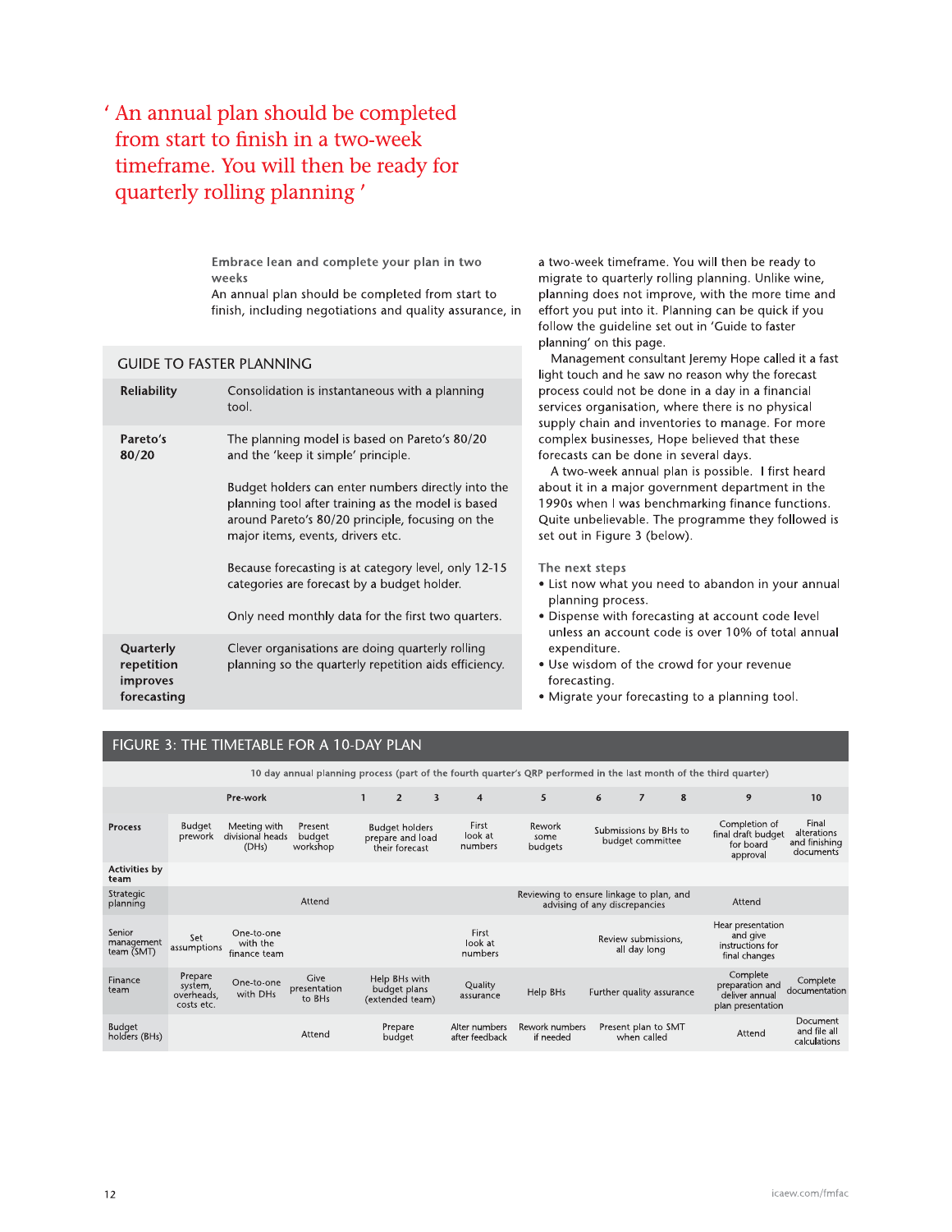> ' An annual plan should be completed from start to finish in a two-week timeframe. You will then be ready for quarterly rolling planning '

**Embrace lean and complete your plan in two weeks**

An annual plan should be completed from start to finish, including negotiations and quality assurance, in a two-week timeframe. You will then be ready to migrate to quarterly rolling planning. Unlike wine, planning does not improve, with the more time and effort you put into it. Planning can be quick if you follow the guideline set out in 'Guide to faster planning' on this page.

Management consultant Jeremy Hope called it a fast light touch and he saw no reason why the forecast process could not be done in a day in a financial services organisation, where there is no physical supply chain and inventories to manage. For more complex businesses, Hope believed that these forecasts can be done in several days.

A two-week annual plan is possible. I first heard about it in a major government department in the 1990s when I was benchmarking finance functions. Quite unbelievable. The programme they followed is set out in Figure 3 (below).

| GUIDE TO FASTER PLANNING | |
|---|---|
| **Reliability** | Consolidation is instantaneous with a planning tool. |
| **Pareto's 80/20** | The planning model is based on Pareto's 80/20 and the 'keep it simple' principle.<br><br>Budget holders can enter numbers directly into the planning tool after training as the model is based around Pareto's 80/20 principle, focusing on the major items, events, drivers etc.<br><br>Because forecasting is at category level, only 12-15 categories are forecast by a budget holder.<br><br>Only need monthly data for the first two quarters. |
| **Quarterly repetition improves forecasting** | Clever organisations are doing quarterly rolling planning so the quarterly repetition aids efficiency. |

**The next steps**

- List now what you need to abandon in your annual planning process.
- Dispense with forecasting at account code level unless an account code is over 10% of total annual expenditure.
- Use wisdom of the crowd for your revenue forecasting.
- Migrate your forecasting to a planning tool.

## FIGURE 3: THE TIMETABLE FOR A 10-DAY PLAN

10 day annual planning process (part of the fourth quarter's QRP performed in the last month of the third quarter)

| | Pre-work | | | 1 – 3 | 4 | 5 | 6 – 8 | 9 | 10 |
|---|---|---|---|---|---|---|---|---|---|
| **Process** | Budget prework | Meeting with divisional heads (DHs) | Present budget workshop | Budget holders prepare and load their forecast | First look at numbers | Rework some budgets | Submissions by BHs to budget committee | Completion of final draft budget for board approval | Final alterations and finishing documents |
| **Activities by team** | | | | | | | | | |
| Strategic planning | | | Attend | | | Reviewing to ensure linkage to plan, and advising of any discrepancies | | Attend | |
| Senior management team (SMT) | Set assumptions | One-to-one with the finance team | | | First look at numbers | | Review submissions, all day long | Hear presentation and give instructions for final changes | |
| Finance team | Prepare system, overheads, costs etc. | One-to-one with DHs | Give presentation to BHs | Help BHs with budget plans (extended team) | Quality assurance | Help BHs | Further quality assurance | Complete preparation and deliver annual plan presentation | Complete documentation |
| Budget holders (BHs) | | | Attend | Prepare budget | Alter numbers after feedback | Rework numbers if needed | Present plan to SMT when called | Attend | Document and file all calculations |